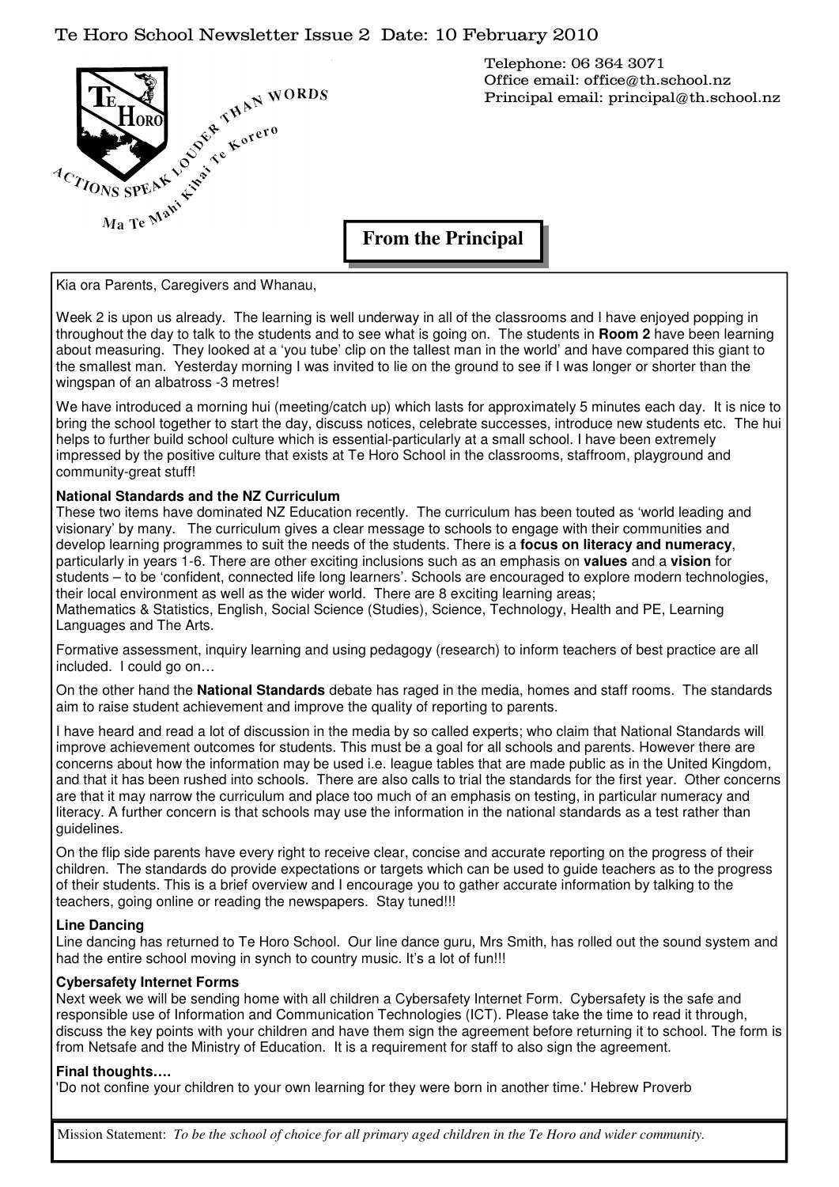Te Horo School Newsletter Issue 2 Date: 10 February 2010

ACTIONS SPEAK LOUDER THAN WORDS
Ma Te Mahi Kihai Te Korero

Telephone: 06 364 3071
Office email: office@th.school.nz
Principal email: principal@th.school.nz

## From the Principal

Kia ora Parents, Caregivers and Whanau,

Week 2 is upon us already. The learning is well underway in all of the classrooms and I have enjoyed popping in throughout the day to talk to the students and to see what is going on. The students in **Room 2** have been learning about measuring. They looked at a 'you tube' clip on the tallest man in the world' and have compared this giant to the smallest man. Yesterday morning I was invited to lie on the ground to see if I was longer or shorter than the wingspan of an albatross -3 metres!

We have introduced a morning hui (meeting/catch up) which lasts for approximately 5 minutes each day. It is nice to bring the school together to start the day, discuss notices, celebrate successes, introduce new students etc. The hui helps to further build school culture which is essential-particularly at a small school. I have been extremely impressed by the positive culture that exists at Te Horo School in the classrooms, staffroom, playground and community-great stuff!

**National Standards and the NZ Curriculum**

These two items have dominated NZ Education recently. The curriculum has been touted as 'world leading and visionary' by many. The curriculum gives a clear message to schools to engage with their communities and develop learning programmes to suit the needs of the students. There is a **focus on literacy and numeracy**, particularly in years 1-6. There are other exciting inclusions such as an emphasis on **values** and a **vision** for students – to be 'confident, connected life long learners'. Schools are encouraged to explore modern technologies, their local environment as well as the wider world. There are 8 exciting learning areas;
Mathematics & Statistics, English, Social Science (Studies), Science, Technology, Health and PE, Learning Languages and The Arts.

Formative assessment, inquiry learning and using pedagogy (research) to inform teachers of best practice are all included. I could go on…

On the other hand the **National Standards** debate has raged in the media, homes and staff rooms. The standards aim to raise student achievement and improve the quality of reporting to parents.

I have heard and read a lot of discussion in the media by so called experts; who claim that National Standards will improve achievement outcomes for students. This must be a goal for all schools and parents. However there are concerns about how the information may be used i.e. league tables that are made public as in the United Kingdom, and that it has been rushed into schools. There are also calls to trial the standards for the first year. Other concerns are that it may narrow the curriculum and place too much of an emphasis on testing, in particular numeracy and literacy. A further concern is that schools may use the information in the national standards as a test rather than guidelines.

On the flip side parents have every right to receive clear, concise and accurate reporting on the progress of their children. The standards do provide expectations or targets which can be used to guide teachers as to the progress of their students. This is a brief overview and I encourage you to gather accurate information by talking to the teachers, going online or reading the newspapers. Stay tuned!!!

**Line Dancing**

Line dancing has returned to Te Horo School. Our line dance guru, Mrs Smith, has rolled out the sound system and had the entire school moving in synch to country music. It's a lot of fun!!!

**Cybersafety Internet Forms**

Next week we will be sending home with all children a Cybersafety Internet Form. Cybersafety is the safe and responsible use of Information and Communication Technologies (ICT). Please take the time to read it through, discuss the key points with your children and have them sign the agreement before returning it to school. The form is from Netsafe and the Ministry of Education. It is a requirement for staff to also sign the agreement.

**Final thoughts….**

'Do not confine your children to your own learning for they were born in another time.' Hebrew Proverb

Mission Statement: *To be the school of choice for all primary aged children in the Te Horo and wider community.*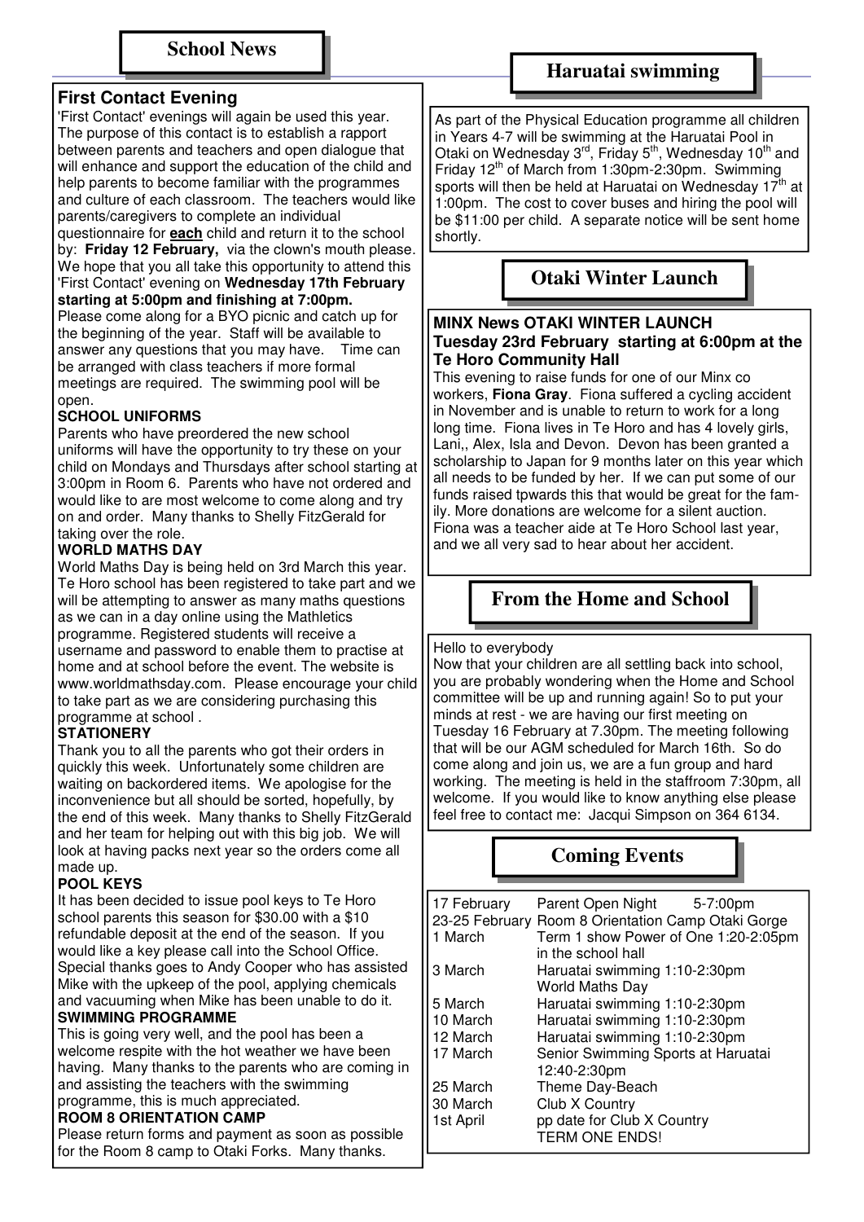## School News

### First Contact Evening

'First Contact' evenings will again be used this year. The purpose of this contact is to establish a rapport between parents and teachers and open dialogue that will enhance and support the education of the child and help parents to become familiar with the programmes and culture of each classroom. The teachers would like parents/caregivers to complete an individual questionnaire for **each** child and return it to the school by: **Friday 12 February,** via the clown's mouth please. We hope that you all take this opportunity to attend this 'First Contact' evening on **Wednesday 17th February starting at 5:00pm and finishing at 7:00pm.**
Please come along for a BYO picnic and catch up for the beginning of the year. Staff will be available to answer any questions that you may have. Time can be arranged with class teachers if more formal meetings are required. The swimming pool will be open.

**SCHOOL UNIFORMS**

Parents who have preordered the new school uniforms will have the opportunity to try these on your child on Mondays and Thursdays after school starting at 3:00pm in Room 6. Parents who have not ordered and would like to are most welcome to come along and try on and order. Many thanks to Shelly FitzGerald for taking over the role.

**WORLD MATHS DAY**

World Maths Day is being held on 3rd March this year. Te Horo school has been registered to take part and we will be attempting to answer as many maths questions as we can in a day online using the Mathletics programme. Registered students will receive a username and password to enable them to practise at home and at school before the event. The website is www.worldmathsday.com. Please encourage your child to take part as we are considering purchasing this programme at school .

**STATIONERY**

Thank you to all the parents who got their orders in quickly this week. Unfortunately some children are waiting on backordered items. We apologise for the inconvenience but all should be sorted, hopefully, by the end of this week. Many thanks to Shelly FitzGerald and her team for helping out with this big job. We will look at having packs next year so the orders come all made up.

**POOL KEYS**

It has been decided to issue pool keys to Te Horo school parents this season for $30.00 with a $10 refundable deposit at the end of the season. If you would like a key please call into the School Office. Special thanks goes to Andy Cooper who has assisted Mike with the upkeep of the pool, applying chemicals and vacuuming when Mike has been unable to do it.

**SWIMMING PROGRAMME**

This is going very well, and the pool has been a welcome respite with the hot weather we have been having. Many thanks to the parents who are coming in and assisting the teachers with the swimming programme, this is much appreciated.

**ROOM 8 ORIENTATION CAMP**

Please return forms and payment as soon as possible for the Room 8 camp to Otaki Forks. Many thanks.

## Haruatai swimming

As part of the Physical Education programme all children in Years 4-7 will be swimming at the Haruatai Pool in Otaki on Wednesday 3rd, Friday 5th, Wednesday 10th and Friday 12th of March from 1:30pm-2:30pm. Swimming sports will then be held at Haruatai on Wednesday 17th at 1:00pm. The cost to cover buses and hiring the pool will be $11:00 per child. A separate notice will be sent home shortly.

## Otaki Winter Launch

**MINX News OTAKI WINTER LAUNCH**
**Tuesday 23rd February starting at 6:00pm at the Te Horo Community Hall**

This evening to raise funds for one of our Minx co workers, **Fiona Gray**. Fiona suffered a cycling accident in November and is unable to return to work for a long long time. Fiona lives in Te Horo and has 4 lovely girls, Lani,, Alex, Isla and Devon. Devon has been granted a scholarship to Japan for 9 months later on this year which all needs to be funded by her. If we can put some of our funds raised tpwards this that would be great for the family. More donations are welcome for a silent auction. Fiona was a teacher aide at Te Horo School last year, and we all very sad to hear about her accident.

## From the Home and School

Hello to everybody
Now that your children are all settling back into school, you are probably wondering when the Home and School committee will be up and running again! So to put your minds at rest - we are having our first meeting on Tuesday 16 February at 7.30pm. The meeting following that will be our AGM scheduled for March 16th. So do come along and join us, we are a fun group and hard working. The meeting is held in the staffroom 7:30pm, all welcome. If you would like to know anything else please feel free to contact me: Jacqui Simpson on 364 6134.

## Coming Events

| | |
|---|---|
| 17 February | Parent Open Night 5-7:00pm |
| 23-25 February | Room 8 Orientation Camp Otaki Gorge |
| 1 March | Term 1 show Power of One 1:20-2:05pm in the school hall |
| 3 March | Haruatai swimming 1:10-2:30pm<br>World Maths Day |
| 5 March | Haruatai swimming 1:10-2:30pm |
| 10 March | Haruatai swimming 1:10-2:30pm |
| 12 March | Haruatai swimming 1:10-2:30pm |
| 17 March | Senior Swimming Sports at Haruatai 12:40-2:30pm |
| 25 March | Theme Day-Beach |
| 30 March | Club X Country |
| 1st April | pp date for Club X Country<br>TERM ONE ENDS! |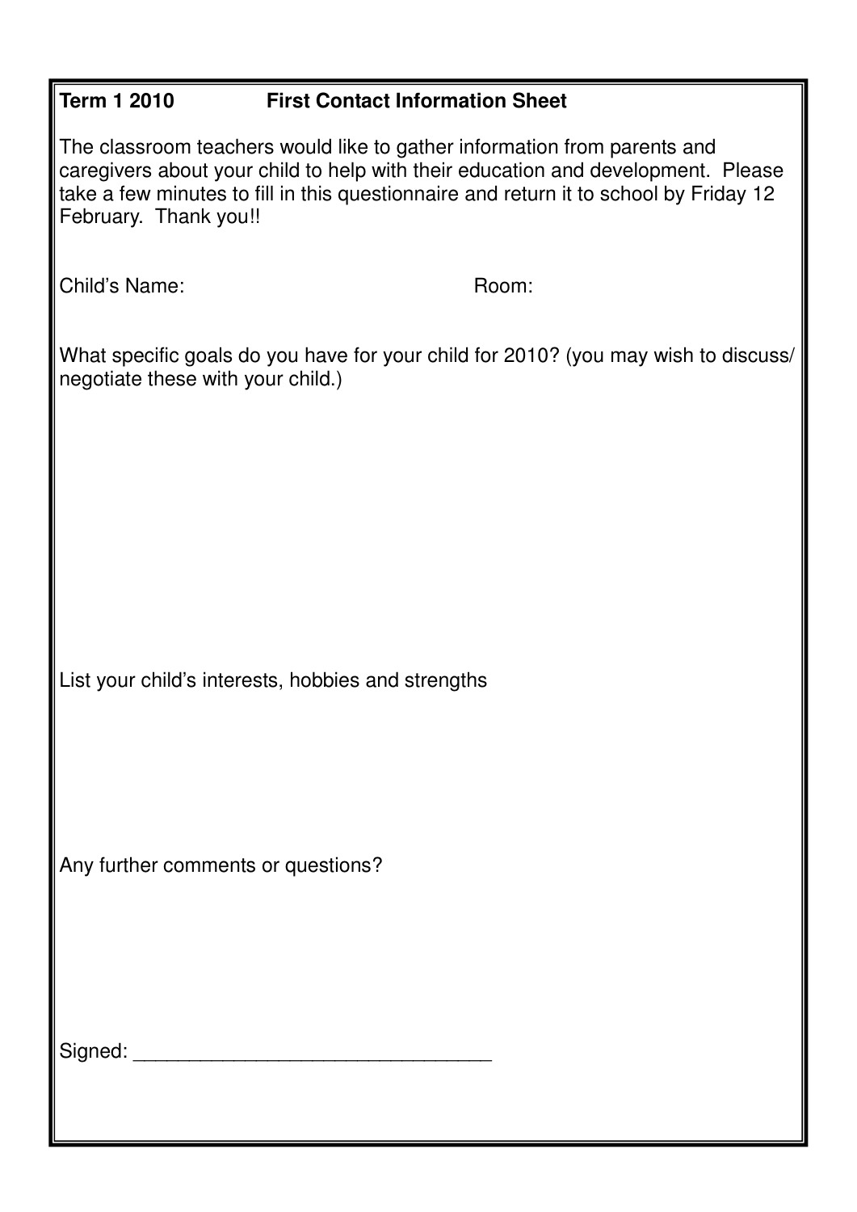**Term 1 2010 First Contact Information Sheet**

The classroom teachers would like to gather information from parents and caregivers about your child to help with their education and development. Please take a few minutes to fill in this questionnaire and return it to school by Friday 12 February. Thank you!!

Child's Name: Room:

What specific goals do you have for your child for 2010? (you may wish to discuss/ negotiate these with your child.)

List your child's interests, hobbies and strengths

Any further comments or questions?

Signed: ________________________________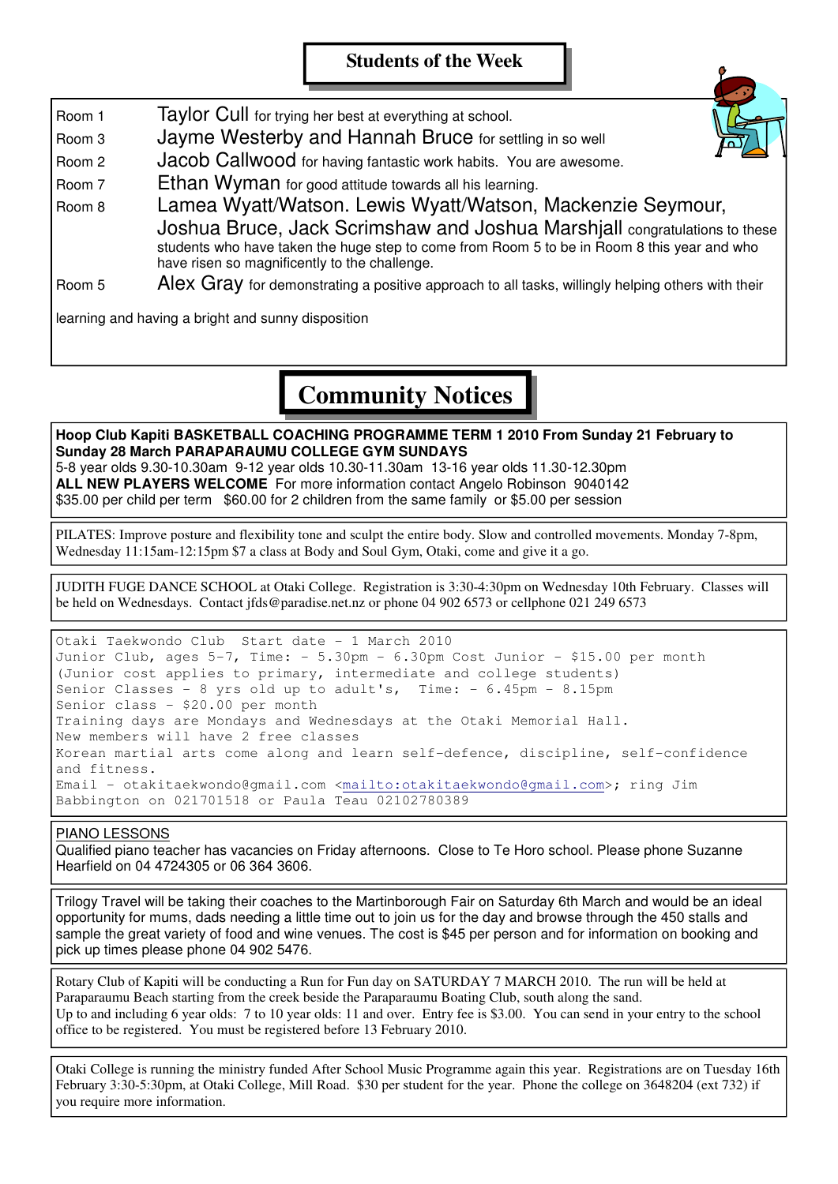## Students of the Week

| | |
|---|---|
| Room 1 | Taylor Cull for trying her best at everything at school. |
| Room 3 | Jayme Westerby and Hannah Bruce for settling in so well |
| Room 2 | Jacob Callwood for having fantastic work habits. You are awesome. |
| Room 7 | Ethan Wyman for good attitude towards all his learning. |
| Room 8 | Lamea Wyatt/Watson. Lewis Wyatt/Watson, Mackenzie Seymour, Joshua Bruce, Jack Scrimshaw and Joshua Marshjall congratulations to these students who have taken the huge step to come from Room 5 to be in Room 8 this year and who have risen so magnificently to the challenge. |
| Room 5 | Alex Gray for demonstrating a positive approach to all tasks, willingly helping others with their learning and having a bright and sunny disposition |

# Community Notices

**Hoop Club Kapiti BASKETBALL COACHING PROGRAMME TERM 1 2010 From Sunday 21 February to Sunday 28 March PARAPARAUMU COLLEGE GYM SUNDAYS**
5-8 year olds 9.30-10.30am 9-12 year olds 10.30-11.30am 13-16 year olds 11.30-12.30pm
**ALL NEW PLAYERS WELCOME** For more information contact Angelo Robinson 9040142
$35.00 per child per term $60.00 for 2 children from the same family or $5.00 per session

PILATES: Improve posture and flexibility tone and sculpt the entire body. Slow and controlled movements. Monday 7-8pm, Wednesday 11:15am-12:15pm $7 a class at Body and Soul Gym, Otaki, come and give it a go.

JUDITH FUGE DANCE SCHOOL at Otaki College. Registration is 3:30-4:30pm on Wednesday 10th February. Classes will be held on Wednesdays. Contact jfds@paradise.net.nz or phone 04 902 6573 or cellphone 021 249 6573

Otaki Taekwondo Club Start date - 1 March 2010
Junior Club, ages 5-7, Time: - 5.30pm - 6.30pm Cost Junior - $15.00 per month (Junior cost applies to primary, intermediate and college students)
Senior Classes - 8 yrs old up to adult's, Time: - 6.45pm - 8.15pm
Senior class - $20.00 per month
Training days are Mondays and Wednesdays at the Otaki Memorial Hall.
New members will have 2 free classes
Korean martial arts come along and learn self-defence, discipline, self-confidence and fitness.
Email - otakitaekwondo@gmail.com <mailto:otakitaekwondo@gmail.com>; ring Jim Babbington on 021701518 or Paula Teau 02102780389

PIANO LESSONS
Qualified piano teacher has vacancies on Friday afternoons. Close to Te Horo school. Please phone Suzanne Hearfield on 04 4724305 or 06 364 3606.

Trilogy Travel will be taking their coaches to the Martinborough Fair on Saturday 6th March and would be an ideal opportunity for mums, dads needing a little time out to join us for the day and browse through the 450 stalls and sample the great variety of food and wine venues. The cost is $45 per person and for information on booking and pick up times please phone 04 902 5476.

Rotary Club of Kapiti will be conducting a Run for Fun day on SATURDAY 7 MARCH 2010. The run will be held at Paraparaumu Beach starting from the creek beside the Paraparaumu Boating Club, south along the sand.
Up to and including 6 year olds: 7 to 10 year olds: 11 and over. Entry fee is $3.00. You can send in your entry to the school office to be registered. You must be registered before 13 February 2010.

Otaki College is running the ministry funded After School Music Programme again this year. Registrations are on Tuesday 16th February 3:30-5:30pm, at Otaki College, Mill Road. $30 per student for the year. Phone the college on 3648204 (ext 732) if you require more information.